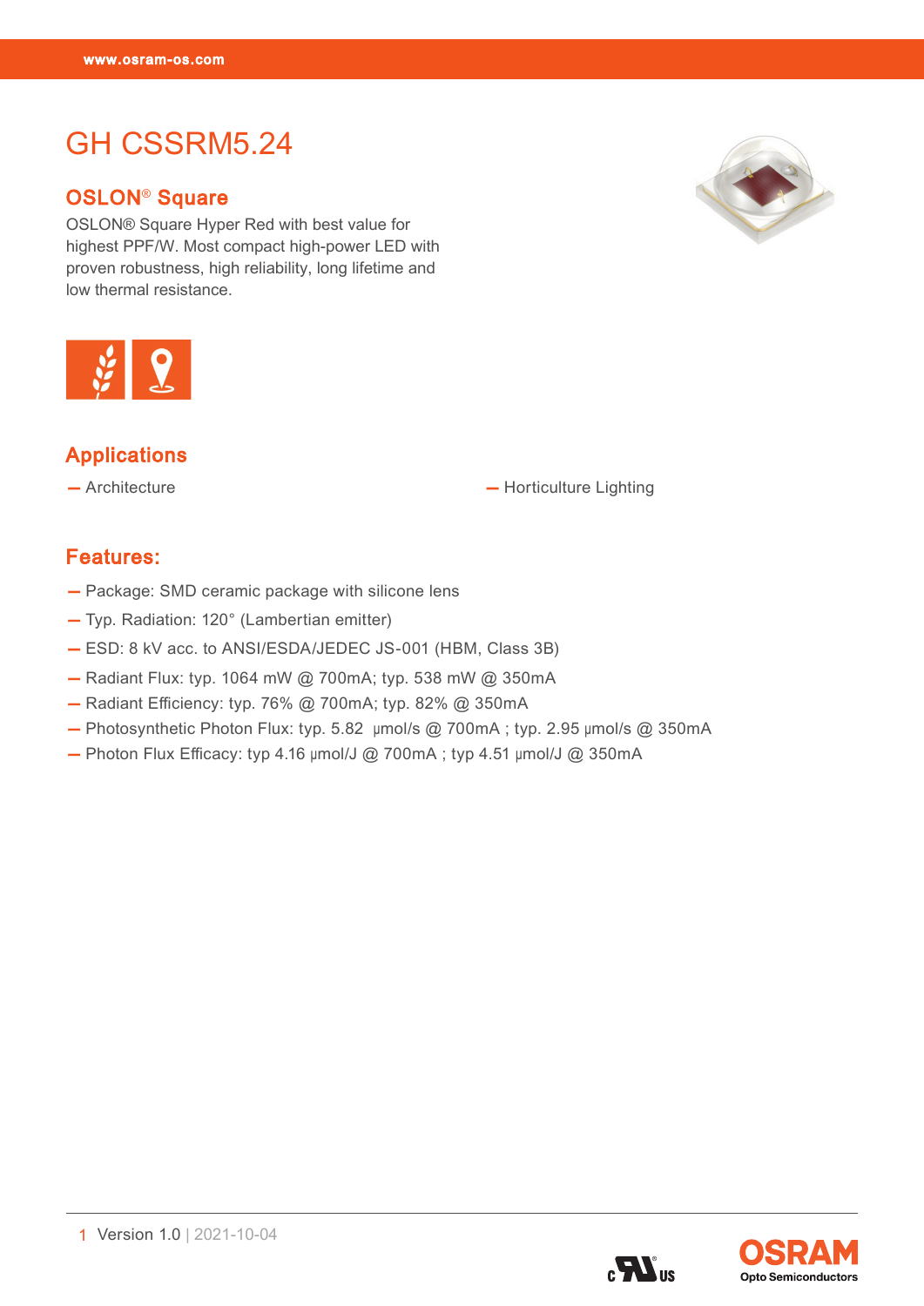# GH CSSRM5.24

## OSLON® Square

OSLON® Square Hyper Red with best value for highest PPF/W. Most compact high-power LED with proven robustness, high reliability, long lifetime and low thermal resistance.

## Applications

- Architecture
- Horticulture Lighting

## Features:

- Package: SMD ceramic package with silicone lens
- Typ. Radiation: 120° (Lambertian emitter)
- ESD: 8 kV acc. to ANSI/ESDA/JEDEC JS-001 (HBM, Class 3B)
- Radiant Flux: typ. 1064 mW @ 700mA; typ. 538 mW @ 350mA
- Radiant Efficiency: typ. 76% @ 700mA; typ. 82% @ 350mA
- Photosynthetic Photon Flux: typ. 5.82 µmol/s @ 700mA ; typ. 2.95 µmol/s @ 350mA
- Photon Flux Efficacy: typ 4.16 µmol/J @ 700mA ; typ 4.51 µmol/J @ 350mA

Version 1.0 | 2021-10-04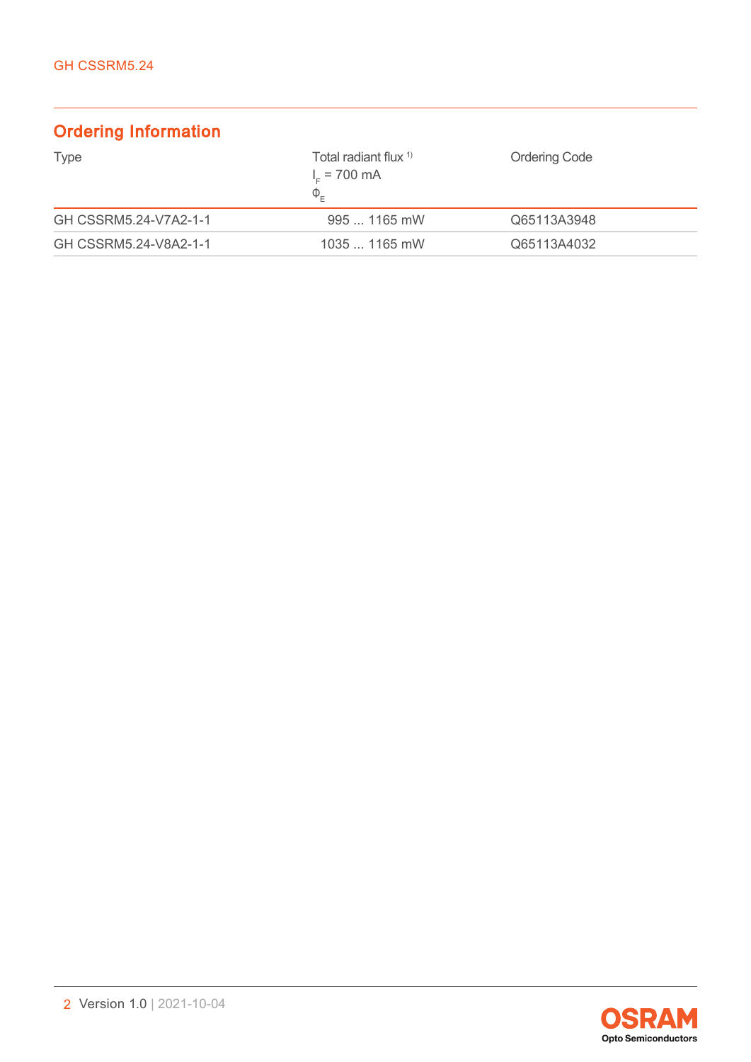## Ordering Information

| Type | Total radiant flux [1) ] $I_F$ = 700 mA $\Phi_E$ | Ordering Code |
|---|---|---|
| GH CSSRM5.24-V7A2-1-1 | 995 ... 1165 mW | Q65113A3948 |
| GH CSSRM5.24-V8A2-1-1 | 1035 ... 1165 mW | Q65113A4032 |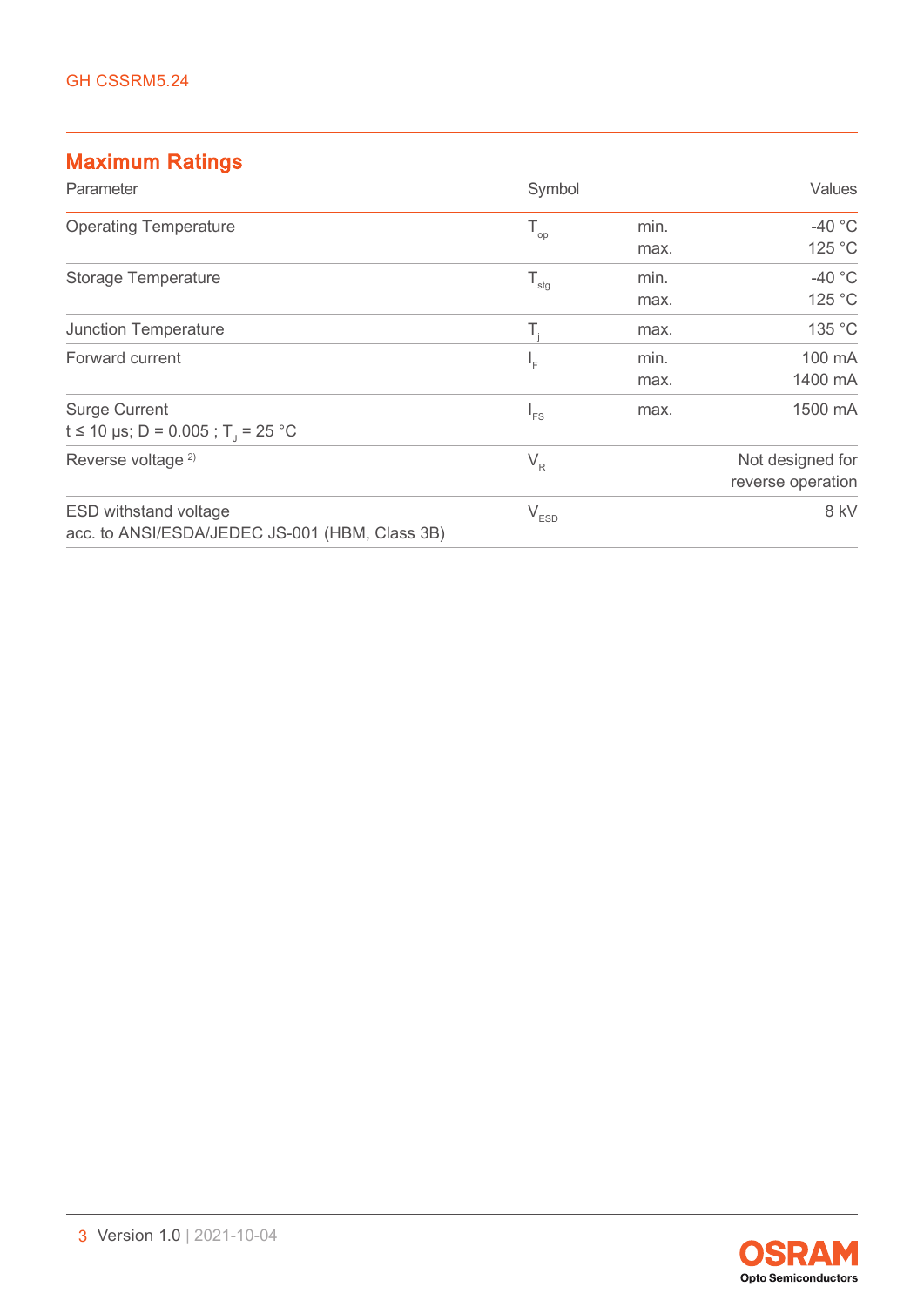## Maximum Ratings

| Parameter | Symbol | | Values |
|---|---|---|---|
| Operating Temperature | $T_{op}$ | min.<br>max. | -40 °C<br>125 °C |
| Storage Temperature | $T_{stg}$ | min.<br>max. | -40 °C<br>125 °C |
| Junction Temperature | $T_j$ | max. | 135 °C |
| Forward current | $I_F$ | min.<br>max. | 100 mA<br>1400 mA |
| Surge Current<br>t ≤ 10 µs; D = 0.005 ; $T_J$ = 25 °C | $I_{FS}$ | max. | 1500 mA |
| Reverse voltage [2] | $V_R$ | | Not designed for reverse operation |
| ESD withstand voltage<br>acc. to ANSI/ESDA/JEDEC JS-001 (HBM, Class 3B) | $V_{ESD}$ | | 8 kV |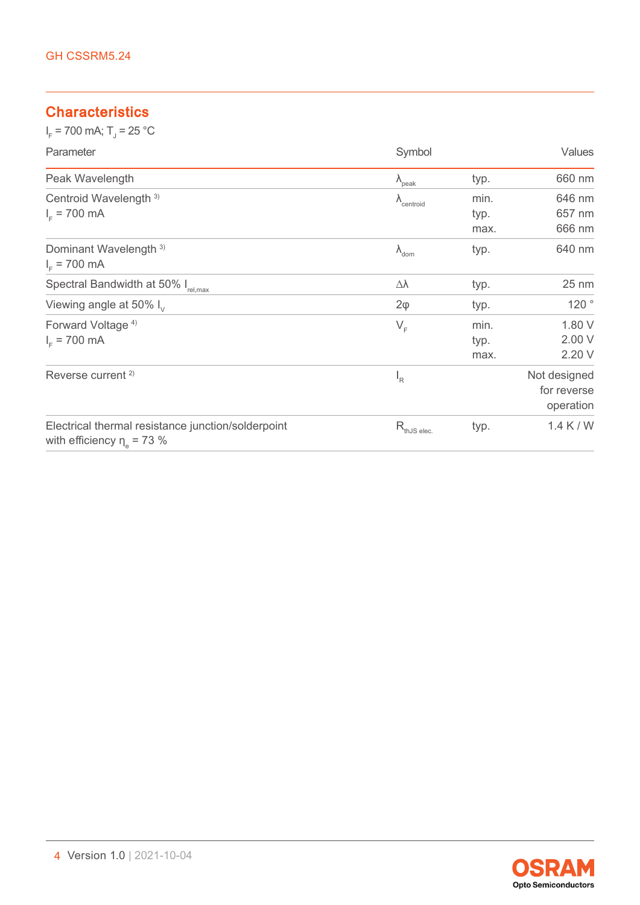## Characteristics

$I_F$ = 700 mA; $T_J$ = 25 °C

| Parameter | Symbol | | Values |
|---|---|---|---|
| Peak Wavelength | $\lambda_{peak}$ | typ. | 660 nm |
| Centroid Wavelength [3]<br>$I_F$ = 700 mA | $\lambda_{centroid}$ | min.<br>typ.<br>max. | 646 nm<br>657 nm<br>666 nm |
| Dominant Wavelength [3]<br>$I_F$ = 700 mA | $\lambda_{dom}$ | typ. | 640 nm |
| Spectral Bandwidth at 50% $I_{rel,max}$ | $\Delta\lambda$ | typ. | 25 nm |
| Viewing angle at 50% $I_V$ | $2\varphi$ | typ. | 120 ° |
| Forward Voltage [4]<br>$I_F$ = 700 mA | $V_F$ | min.<br>typ.<br>max. | 1.80 V<br>2.00 V<br>2.20 V |
| Reverse current [2] | $I_R$ | | Not designed for reverse operation |
| Electrical thermal resistance junction/solderpoint with efficiency $\eta_e$ = 73 % | $R_{thJS\ elec.}$ | typ. | 1.4 K / W |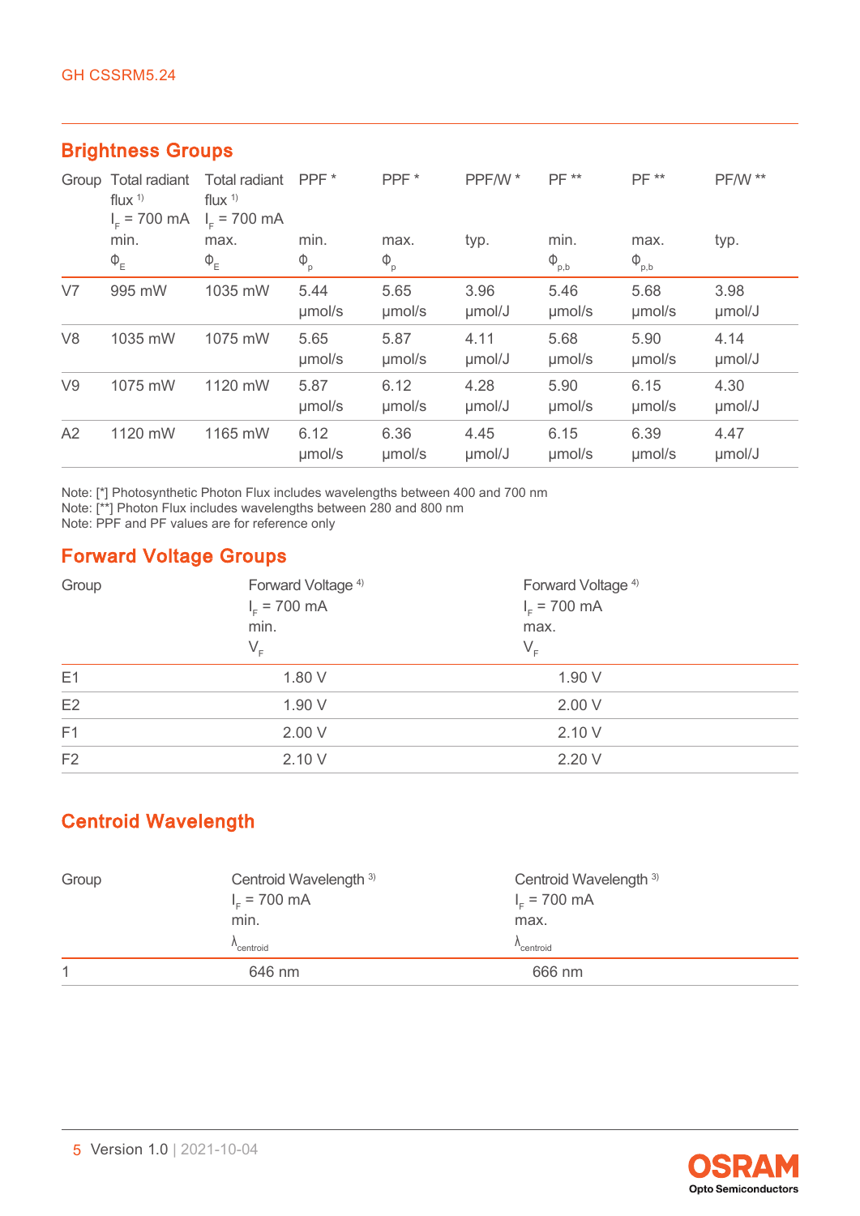## Brightness Groups

| Group | Total radiant flux [1)] $I_F$ = 700 mA min. $\Phi_E$ | Total radiant flux [1)] $I_F$ = 700 mA max. $\Phi_E$ | PPF * min. $\Phi_p$ | PPF * max. $\Phi_p$ | PPF/W * typ. | PF ** min. $\Phi_{p,b}$ | PF ** max. $\Phi_{p,b}$ | PF/W ** typ. |
|---|---|---|---|---|---|---|---|---|
| V7 | 995 mW | 1035 mW | 5.44 µmol/s | 5.65 µmol/s | 3.96 µmol/J | 5.46 µmol/s | 5.68 µmol/s | 3.98 µmol/J |
| V8 | 1035 mW | 1075 mW | 5.65 µmol/s | 5.87 µmol/s | 4.11 µmol/J | 5.68 µmol/s | 5.90 µmol/s | 4.14 µmol/J |
| V9 | 1075 mW | 1120 mW | 5.87 µmol/s | 6.12 µmol/s | 4.28 µmol/J | 5.90 µmol/s | 6.15 µmol/s | 4.30 µmol/J |
| A2 | 1120 mW | 1165 mW | 6.12 µmol/s | 6.36 µmol/s | 4.45 µmol/J | 6.15 µmol/s | 6.39 µmol/s | 4.47 µmol/J |

Note: [*] Photosynthetic Photon Flux includes wavelengths between 400 and 700 nm
Note: [**] Photon Flux includes wavelengths between 280 and 800 nm
Note: PPF and PF values are for reference only

## Forward Voltage Groups

| Group | Forward Voltage [4)] $I_F$ = 700 mA min. $V_F$ | Forward Voltage [4)] $I_F$ = 700 mA max. $V_F$ |
|---|---|---|
| E1 | 1.80 V | 1.90 V |
| E2 | 1.90 V | 2.00 V |
| F1 | 2.00 V | 2.10 V |
| F2 | 2.10 V | 2.20 V |

## Centroid Wavelength

| Group | Centroid Wavelength [3)] $I_F$ = 700 mA min. $\lambda_{centroid}$ | Centroid Wavelength [3)] $I_F$ = 700 mA max. $\lambda_{centroid}$ |
|---|---|---|
| 1 | 646 nm | 666 nm |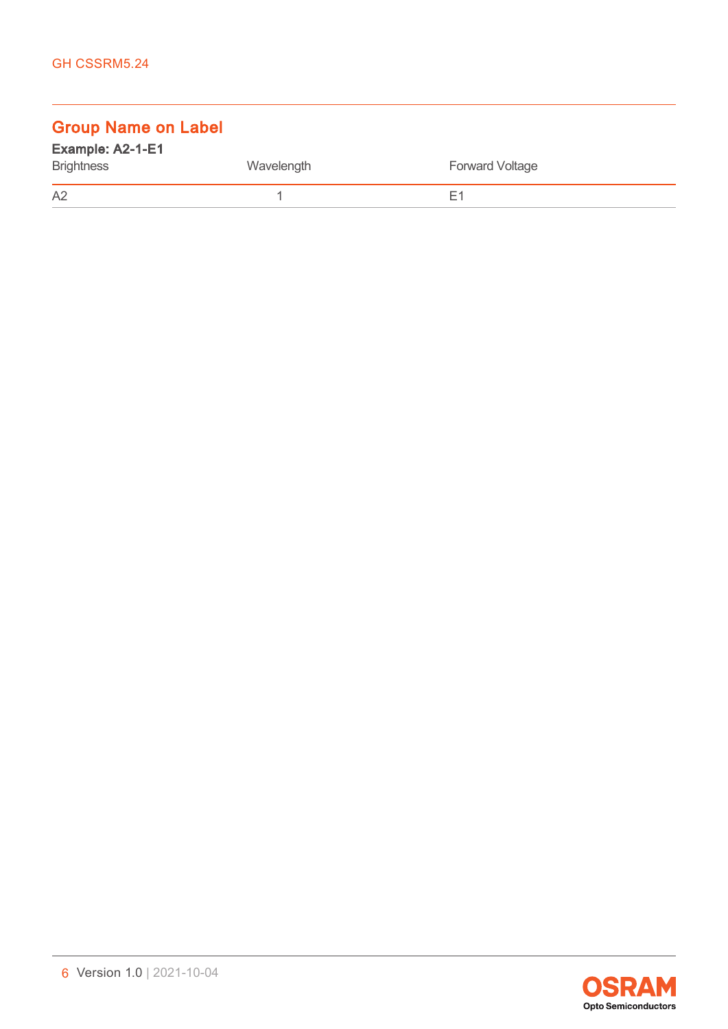## Group Name on Label

**Example: A2-1-E1**

| Brightness | Wavelength | Forward Voltage |
|---|---|---|
| A2 | 1 | E1 |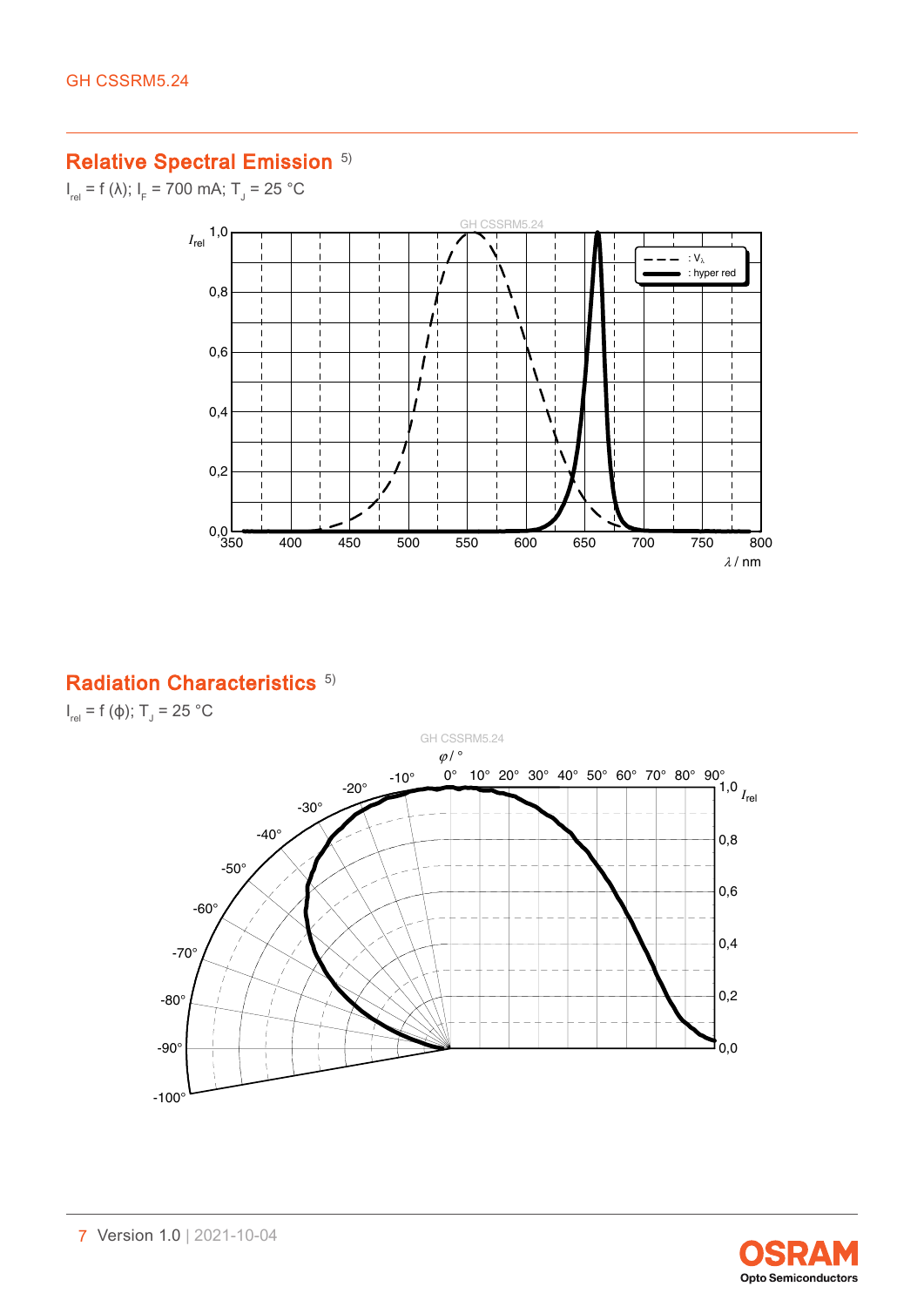## Relative Spectral Emission [5)]

$I_{rel} = f(\lambda)$; $I_F$ = 700 mA; $T_J$ = 25 °C

## Radiation Characteristics [5)]

$I_{rel} = f(\phi)$; $T_J$ = 25 °C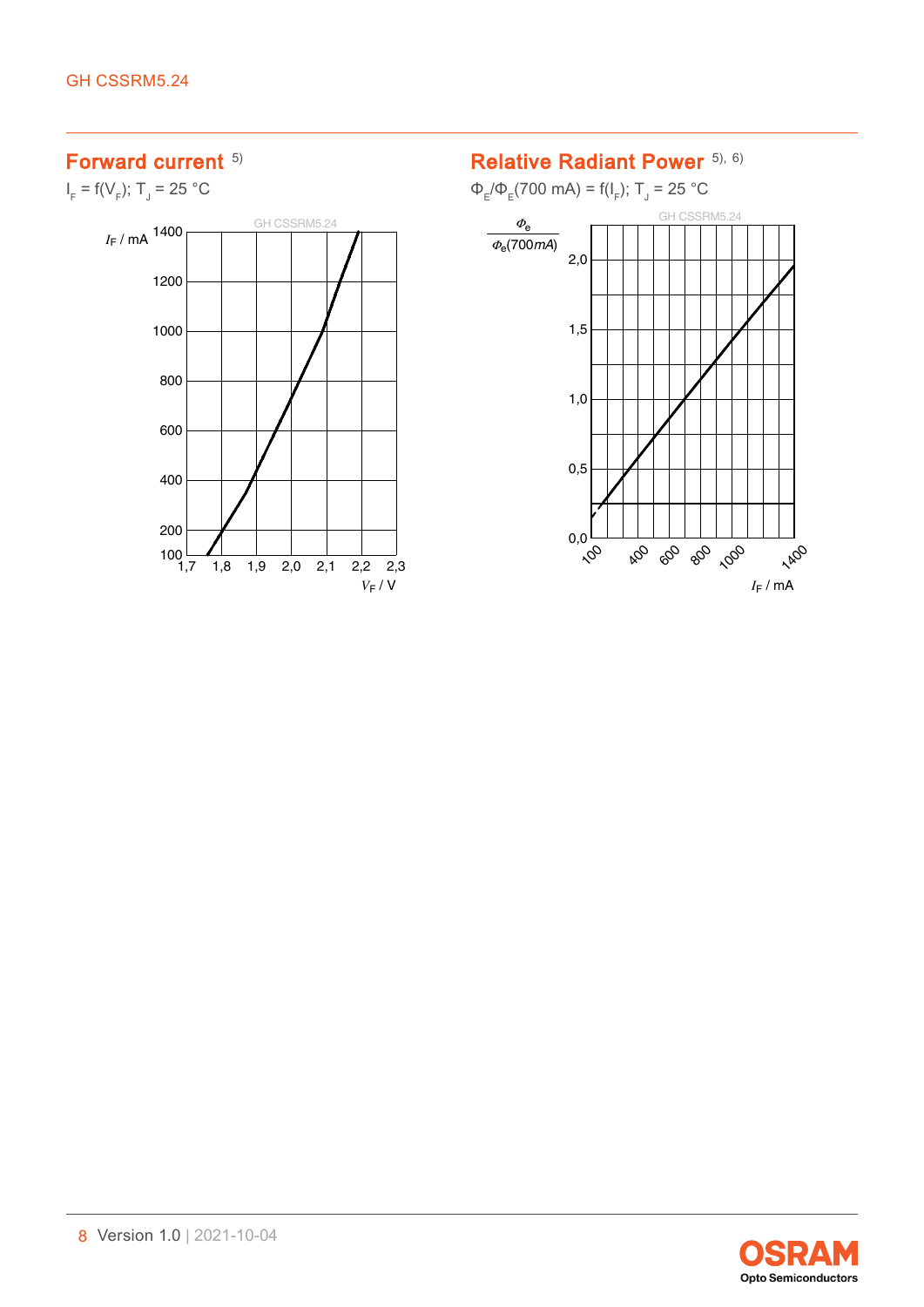## Forward current [5)]

$I_F = f(V_F)$; $T_J = 25$ °C

## Relative Radiant Power [5), 6)]

$\Phi_E/\Phi_E(700\text{ mA}) = f(I_F)$; $T_J = 25$ °C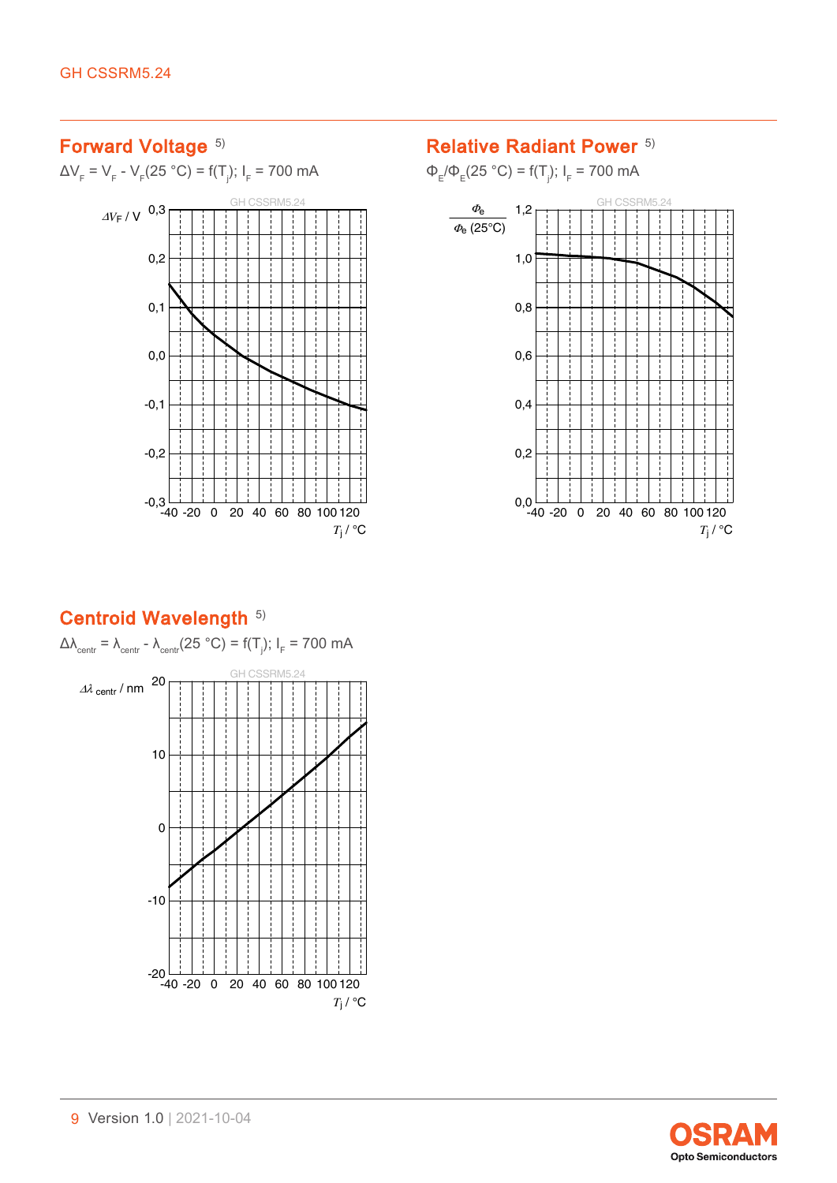## Forward Voltage [5)]

$\Delta V_F = V_F - V_F(25\ °C) = f(T_j);\ I_F = 700\ mA$

## Relative Radiant Power [5)]

$\Phi_E/\Phi_E(25\ °C) = f(T_j);\ I_F = 700\ mA$

## Centroid Wavelength [5)]

$\Delta\lambda_{centr} = \lambda_{centr} - \lambda_{centr}(25\ °C) = f(T_j);\ I_F = 700\ mA$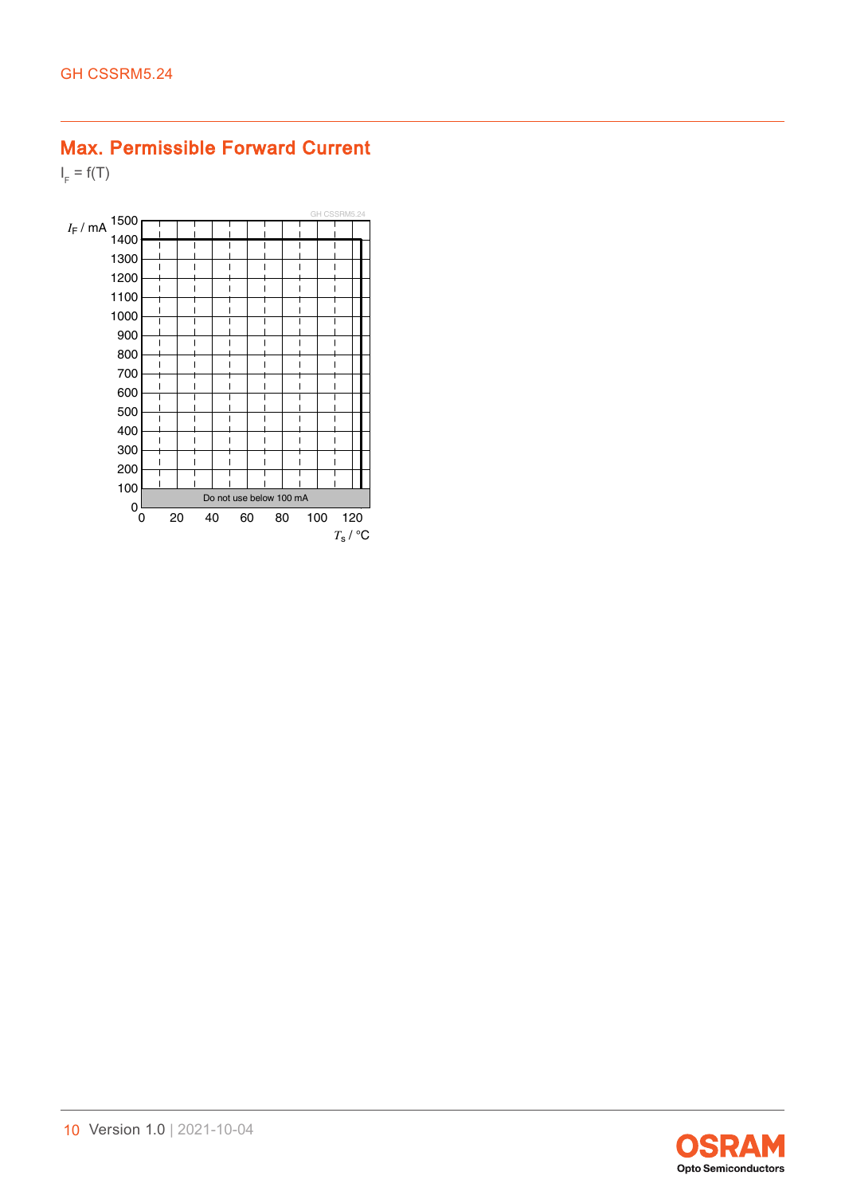## Max. Permissible Forward Current

$I_F = f(T)$

$I_F$ / mA

Do not use below 100 mA

$T_s$ / °C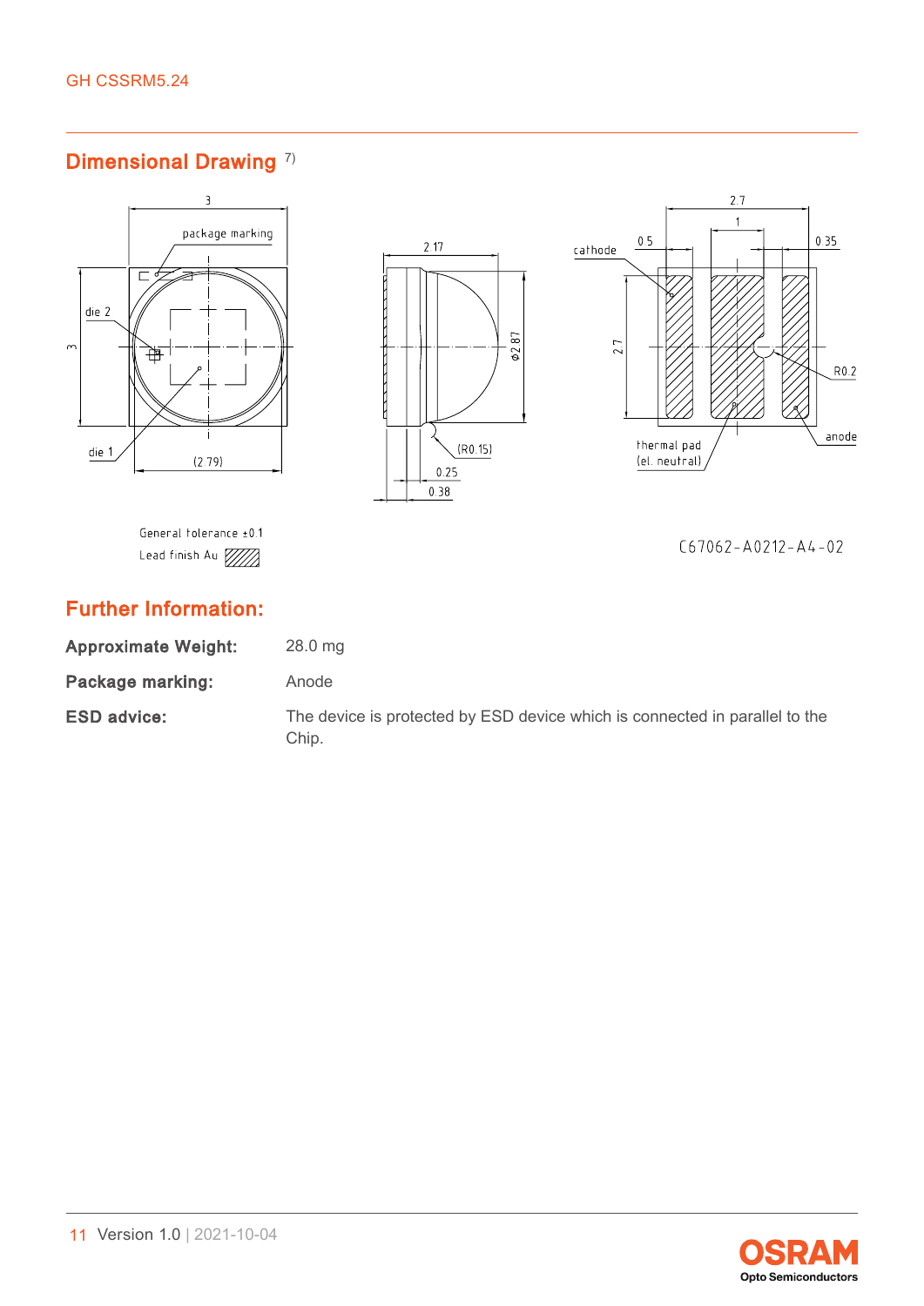## Dimensional Drawing [7]

General tolerance ±0.1
Lead finish Au

C67062-A0212-A4-02

## Further Information:

**Approximate Weight:** 28.0 mg

**Package marking:** Anode

**ESD advice:** The device is protected by ESD device which is connected in parallel to the Chip.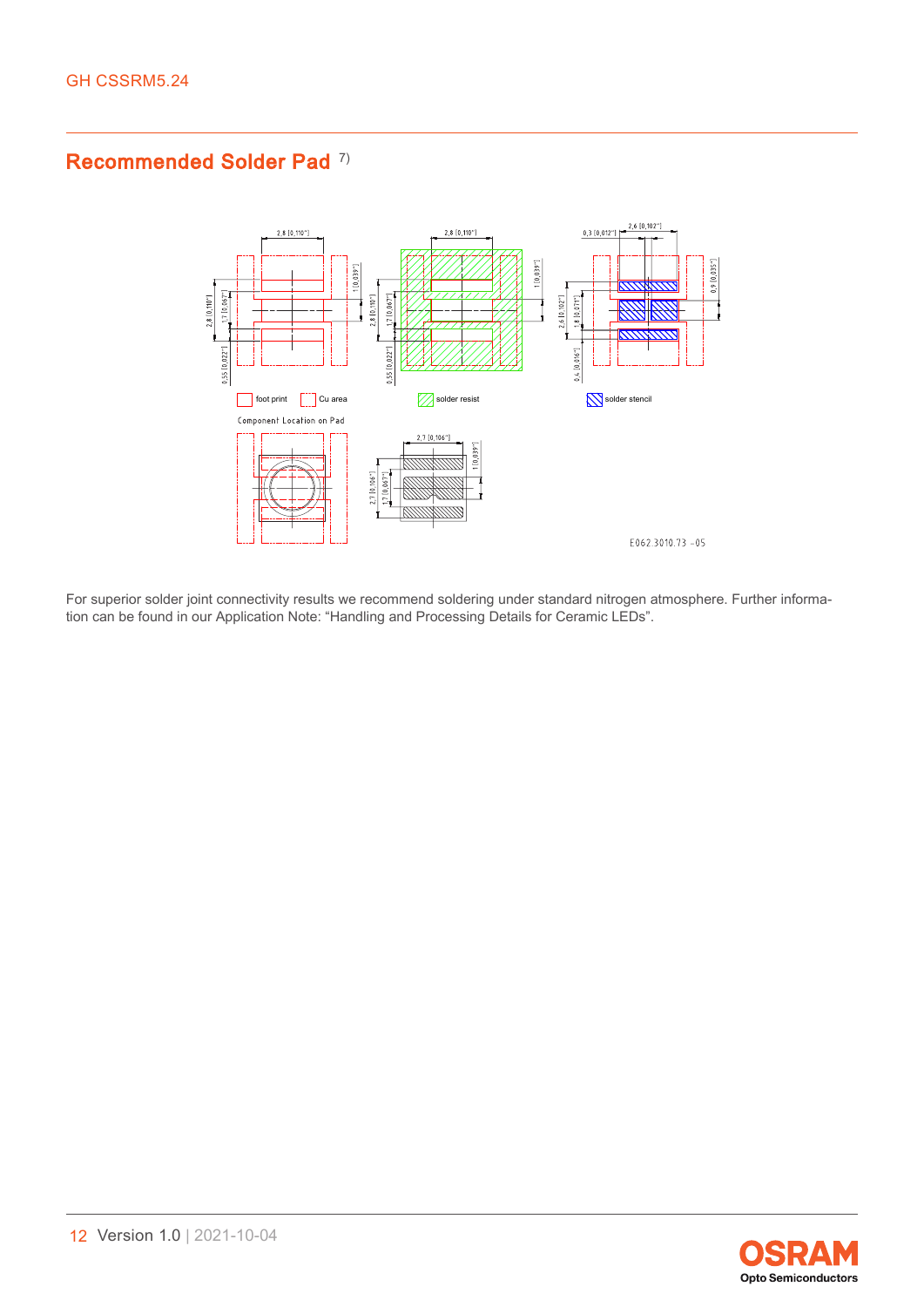## Recommended Solder Pad [7)]

For superior solder joint connectivity results we recommend soldering under standard nitrogen atmosphere. Further information can be found in our Application Note: “Handling and Processing Details for Ceramic LEDs”.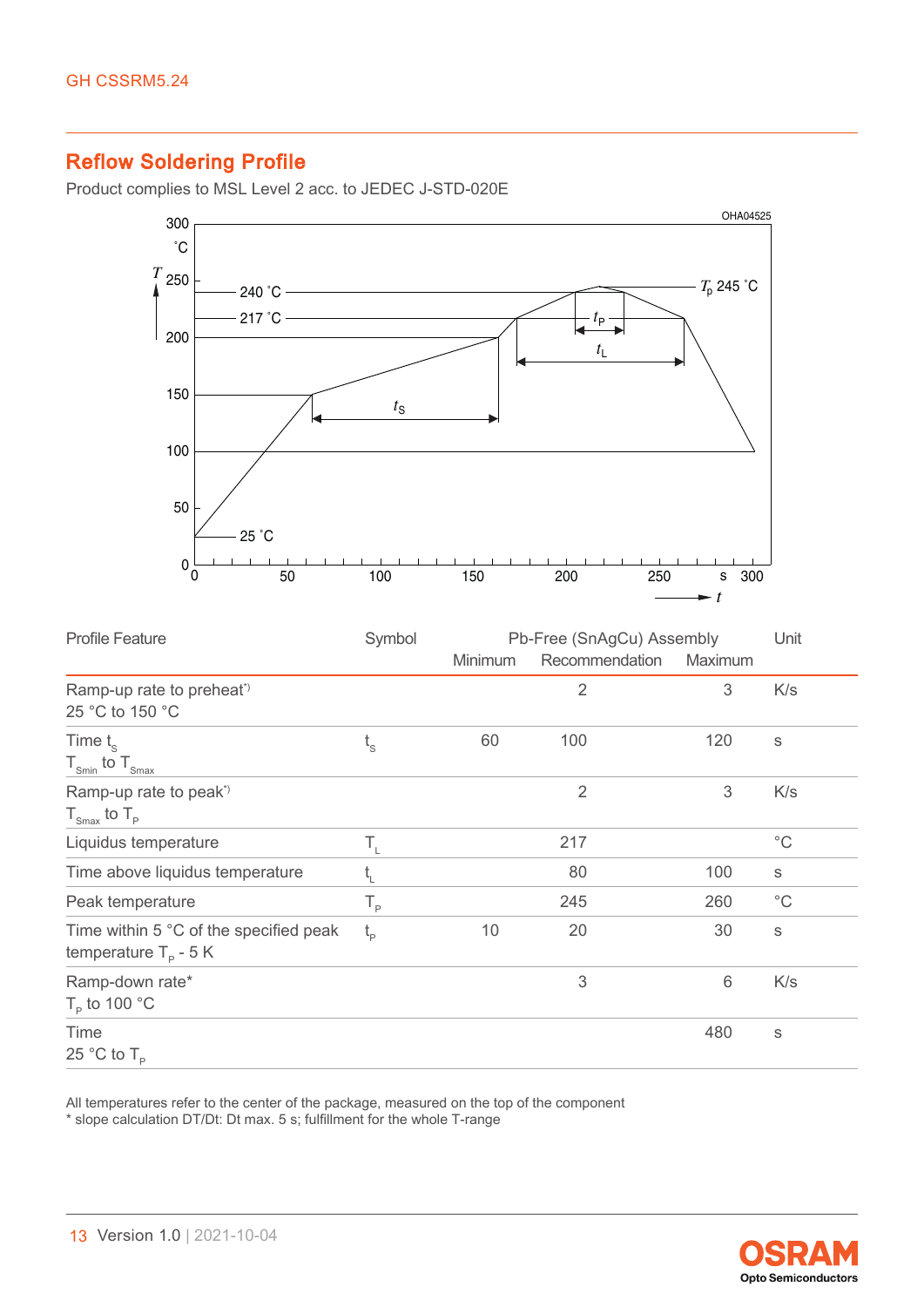## Reflow Soldering Profile

Product complies to MSL Level 2 acc. to JEDEC J-STD-020E

| Profile Feature | Symbol | Pb-Free (SnAgCu) Assembly | | | Unit |
|---|---|---|---|---|---|
| | | Minimum | Recommendation | Maximum | |
| Ramp-up rate to preheat*) 25 °C to 150 °C | | | 2 | 3 | K/s |
| Time $t_S$ $T_{Smin}$ to $T_{Smax}$ | $t_S$ | 60 | 100 | 120 | s |
| Ramp-up rate to peak*) $T_{Smax}$ to $T_P$ | | | 2 | 3 | K/s |
| Liquidus temperature | $T_L$ | | 217 | | °C |
| Time above liquidus temperature | $t_L$ | | 80 | 100 | s |
| Peak temperature | $T_P$ | | 245 | 260 | °C |
| Time within 5 °C of the specified peak temperature $T_P$ - 5 K | $t_P$ | 10 | 20 | 30 | s |
| Ramp-down rate* $T_P$ to 100 °C | | | 3 | 6 | K/s |
| Time 25 °C to $T_P$ | | | | 480 | s |

All temperatures refer to the center of the package, measured on the top of the component
* slope calculation DT/Dt: Dt max. 5 s; fulfillment for the whole T-range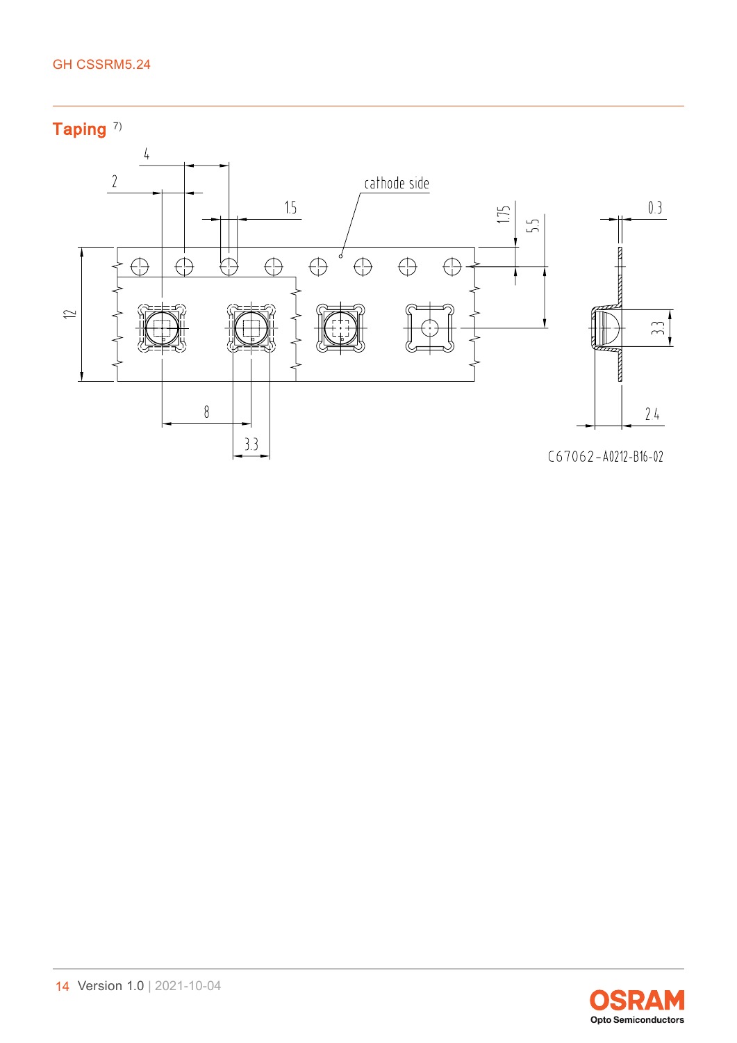## Taping [7)]

4

2

1.5

cathode side

1.75

5.5

0.3

12

3.3

8

3.3

2.4

C67062-A0212-B16-02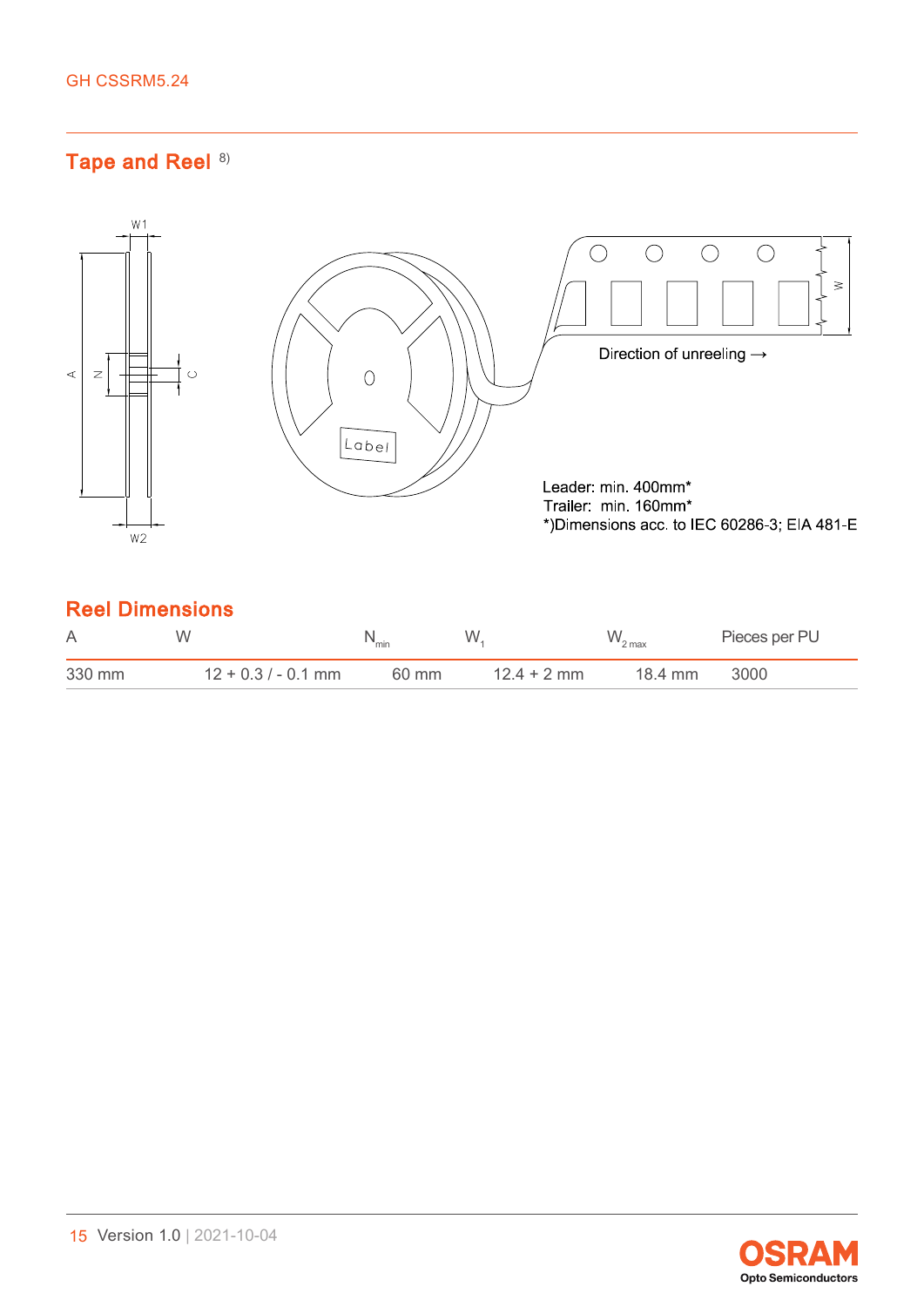## Tape and Reel [8]

Direction of unreeling →

Leader: min. 400mm*
Trailer: min. 160mm*
*)Dimensions acc. to IEC 60286-3; EIA 481-E

## Reel Dimensions

| A | W | $N_{min}$ | $W_1$ | $W_{2\,max}$ | Pieces per PU |
|---|---|---|---|---|---|
| 330 mm | 12 + 0.3 / - 0.1 mm | 60 mm | 12.4 + 2 mm | 18.4 mm | 3000 |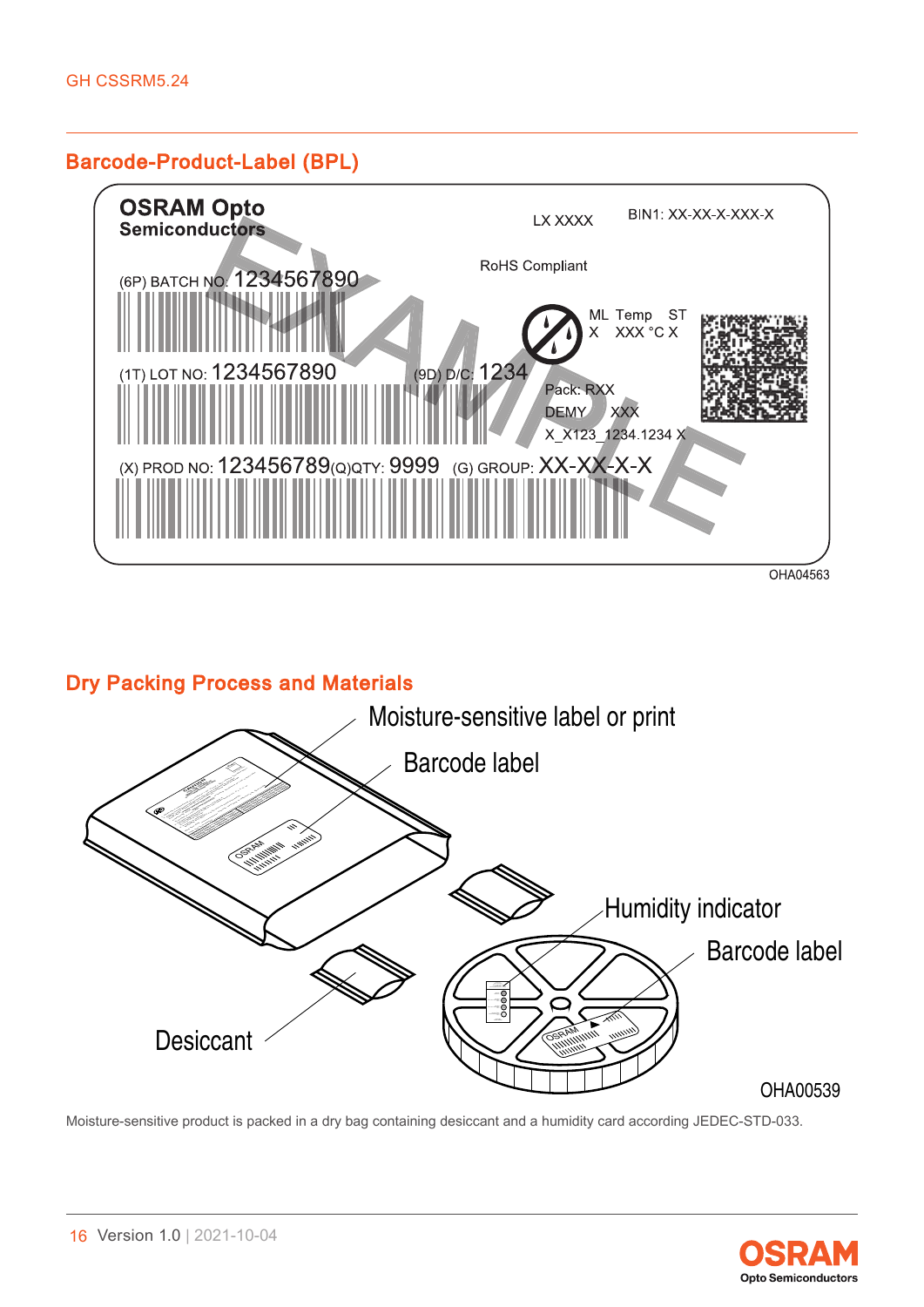## Barcode-Product-Label (BPL)

OSRAM Opto Semiconductors

LX XXXX

BIN1: XX-XX-X-XXX-X

RoHS Compliant

(6P) BATCH NO: 1234567890

ML Temp ST
X XXX °C X

(1T) LOT NO: 1234567890

(9D) D/C: 1234

Pack: RXX
DEMY XXX
X_X123_1234.1234 X

(X) PROD NO: 123456789(Q)QTY: 9999 (G) GROUP: XX-XX-X-X

EXAMPLE

OHA04563

## Dry Packing Process and Materials

Moisture-sensitive label or print

Barcode label

Humidity indicator

Barcode label

Desiccant

OHA00539

Moisture-sensitive product is packed in a dry bag containing desiccant and a humidity card according JEDEC-STD-033.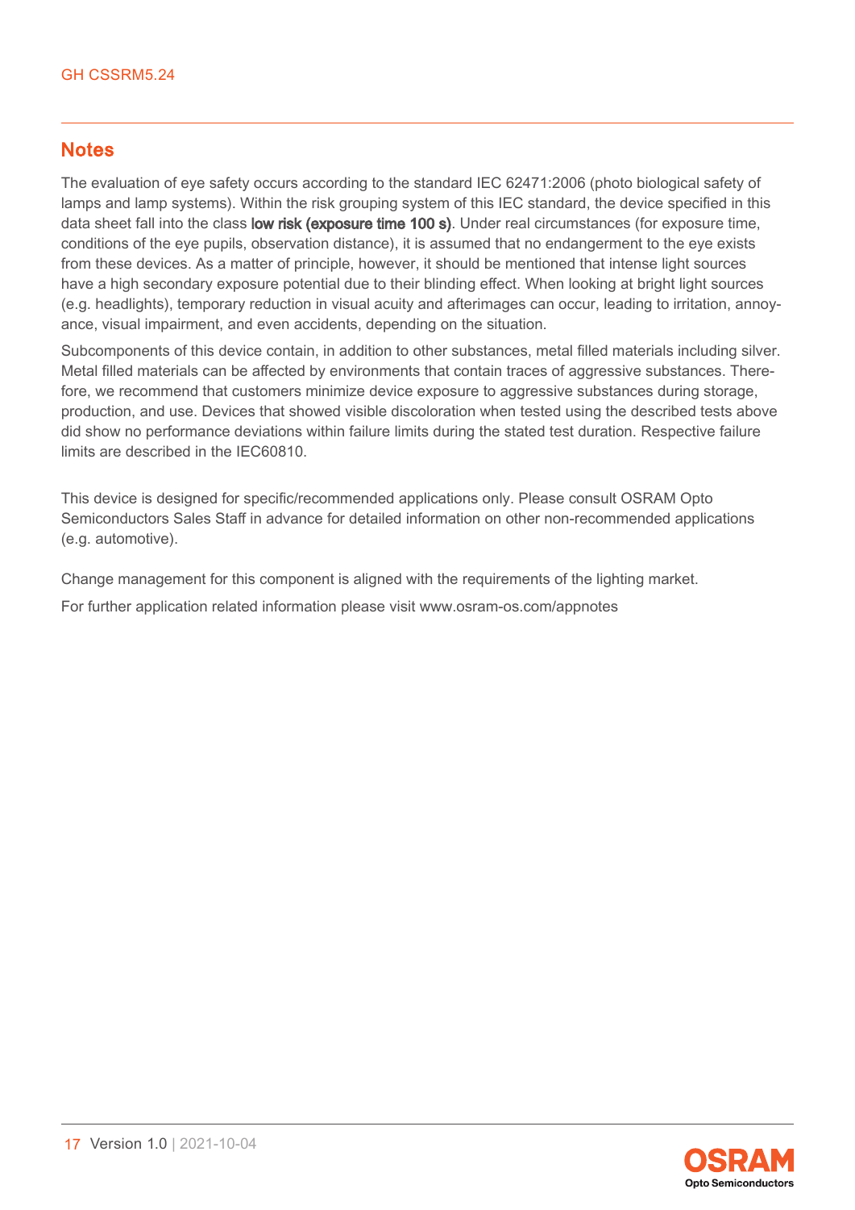## Notes

The evaluation of eye safety occurs according to the standard IEC 62471:2006 (photo biological safety of lamps and lamp systems). Within the risk grouping system of this IEC standard, the device specified in this data sheet fall into the class **low risk (exposure time 100 s)**. Under real circumstances (for exposure time, conditions of the eye pupils, observation distance), it is assumed that no endangerment to the eye exists from these devices. As a matter of principle, however, it should be mentioned that intense light sources have a high secondary exposure potential due to their blinding effect. When looking at bright light sources (e.g. headlights), temporary reduction in visual acuity and afterimages can occur, leading to irritation, annoyance, visual impairment, and even accidents, depending on the situation.

Subcomponents of this device contain, in addition to other substances, metal filled materials including silver. Metal filled materials can be affected by environments that contain traces of aggressive substances. Therefore, we recommend that customers minimize device exposure to aggressive substances during storage, production, and use. Devices that showed visible discoloration when tested using the described tests above did show no performance deviations within failure limits during the stated test duration. Respective failure limits are described in the IEC60810.

This device is designed for specific/recommended applications only. Please consult OSRAM Opto Semiconductors Sales Staff in advance for detailed information on other non-recommended applications (e.g. automotive).

Change management for this component is aligned with the requirements of the lighting market.

For further application related information please visit www.osram-os.com/appnotes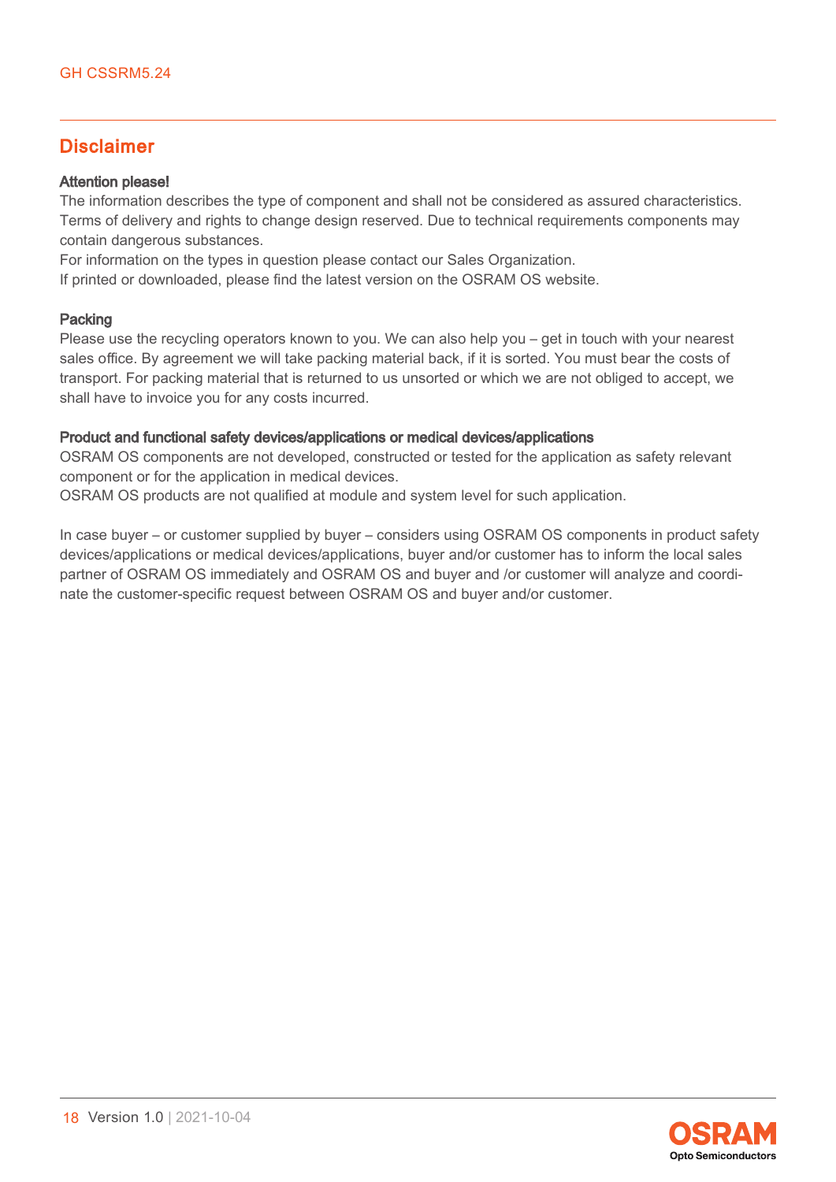## Disclaimer

**Attention please!**

The information describes the type of component and shall not be considered as assured characteristics. Terms of delivery and rights to change design reserved. Due to technical requirements components may contain dangerous substances.
For information on the types in question please contact our Sales Organization.
If printed or downloaded, please find the latest version on the OSRAM OS website.

**Packing**

Please use the recycling operators known to you. We can also help you – get in touch with your nearest sales office. By agreement we will take packing material back, if it is sorted. You must bear the costs of transport. For packing material that is returned to us unsorted or which we are not obliged to accept, we shall have to invoice you for any costs incurred.

**Product and functional safety devices/applications or medical devices/applications**

OSRAM OS components are not developed, constructed or tested for the application as safety relevant component or for the application in medical devices.
OSRAM OS products are not qualified at module and system level for such application.

In case buyer – or customer supplied by buyer – considers using OSRAM OS components in product safety devices/applications or medical devices/applications, buyer and/or customer has to inform the local sales partner of OSRAM OS immediately and OSRAM OS and buyer and /or customer will analyze and coordinate the customer-specific request between OSRAM OS and buyer and/or customer.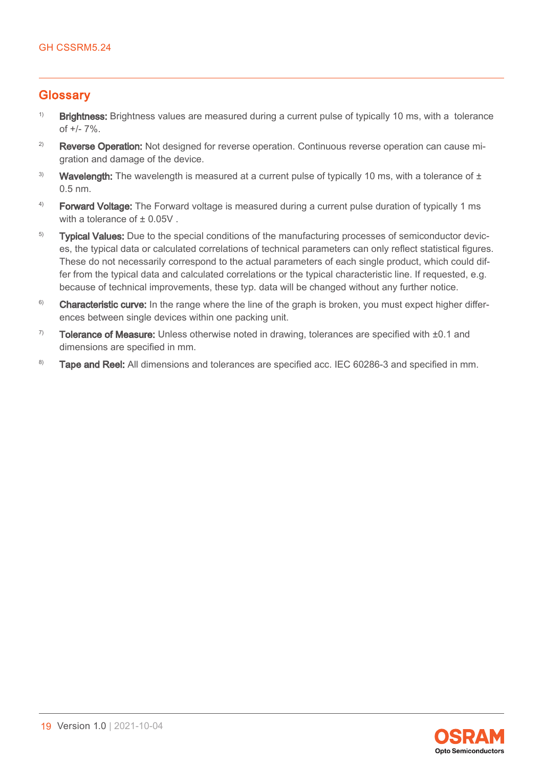## Glossary

[1] **Brightness:** Brightness values are measured during a current pulse of typically 10 ms, with a tolerance of +/- 7%.

[2] **Reverse Operation:** Not designed for reverse operation. Continuous reverse operation can cause migration and damage of the device.

[3] **Wavelength:** The wavelength is measured at a current pulse of typically 10 ms, with a tolerance of ± 0.5 nm.

[4] **Forward Voltage:** The Forward voltage is measured during a current pulse duration of typically 1 ms with a tolerance of ± 0.05V .

[5] **Typical Values:** Due to the special conditions of the manufacturing processes of semiconductor devices, the typical data or calculated correlations of technical parameters can only reflect statistical figures. These do not necessarily correspond to the actual parameters of each single product, which could differ from the typical data and calculated correlations or the typical characteristic line. If requested, e.g. because of technical improvements, these typ. data will be changed without any further notice.

[6] **Characteristic curve:** In the range where the line of the graph is broken, you must expect higher differences between single devices within one packing unit.

[7] **Tolerance of Measure:** Unless otherwise noted in drawing, tolerances are specified with ±0.1 and dimensions are specified in mm.

[8] **Tape and Reel:** All dimensions and tolerances are specified acc. IEC 60286-3 and specified in mm.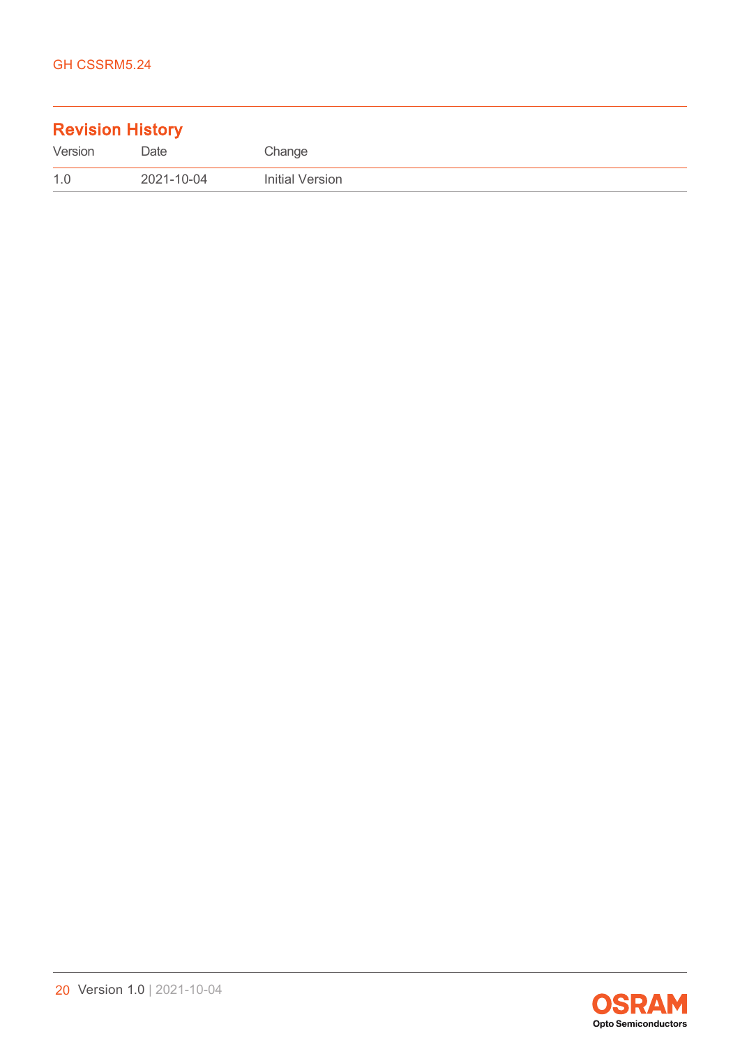## Revision History

| Version | Date | Change |
| --- | --- | --- |
| 1.0 | 2021-10-04 | Initial Version |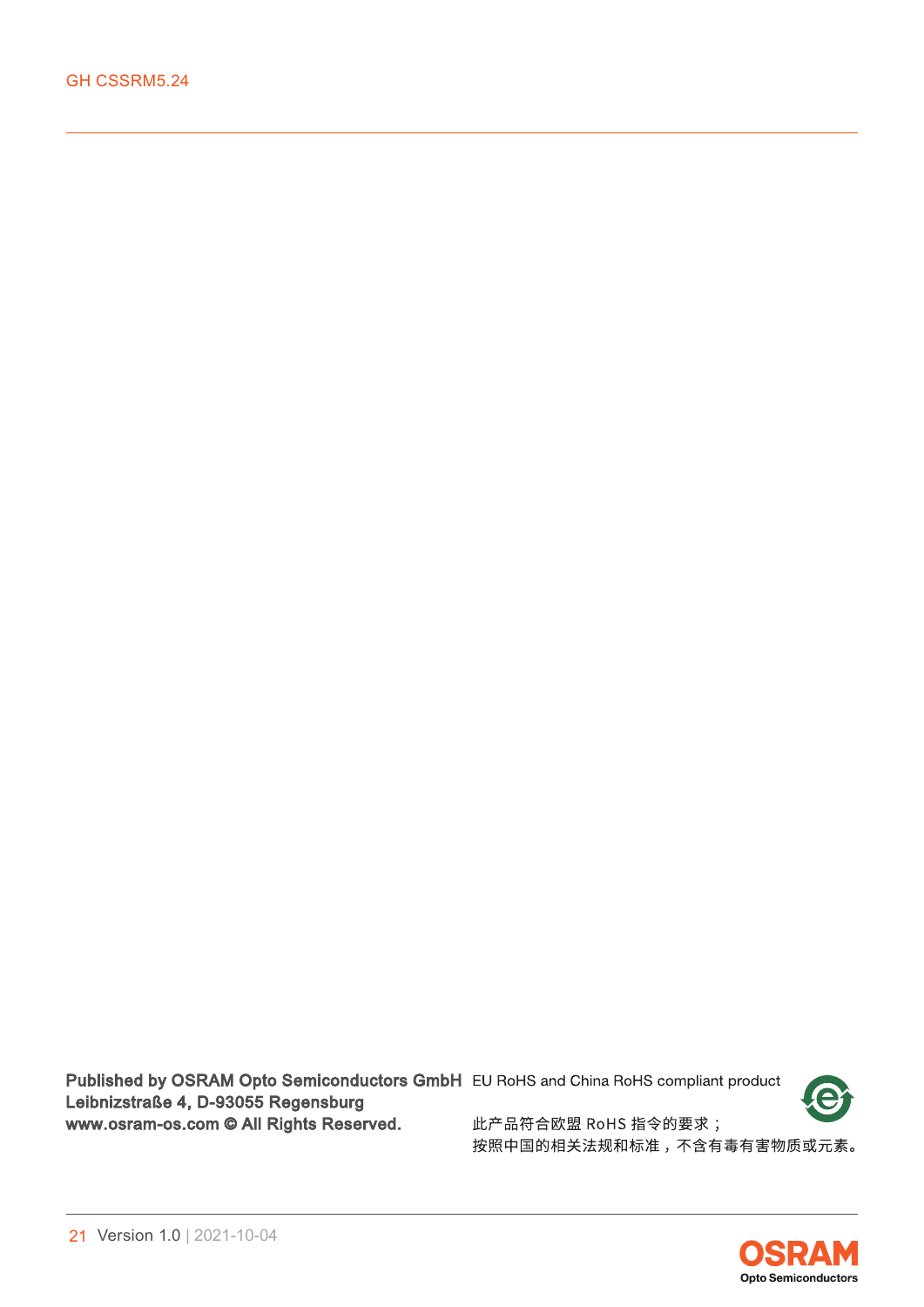**Published by OSRAM Opto Semiconductors GmbH**
**Leibnizstraße 4, D-93055 Regensburg**
**www.osram-os.com © All Rights Reserved.**

EU RoHS and China RoHS compliant product

此产品符合欧盟 RoHS 指令的要求；
按照中国的相关法规和标准，不含有毒有害物质或元素。